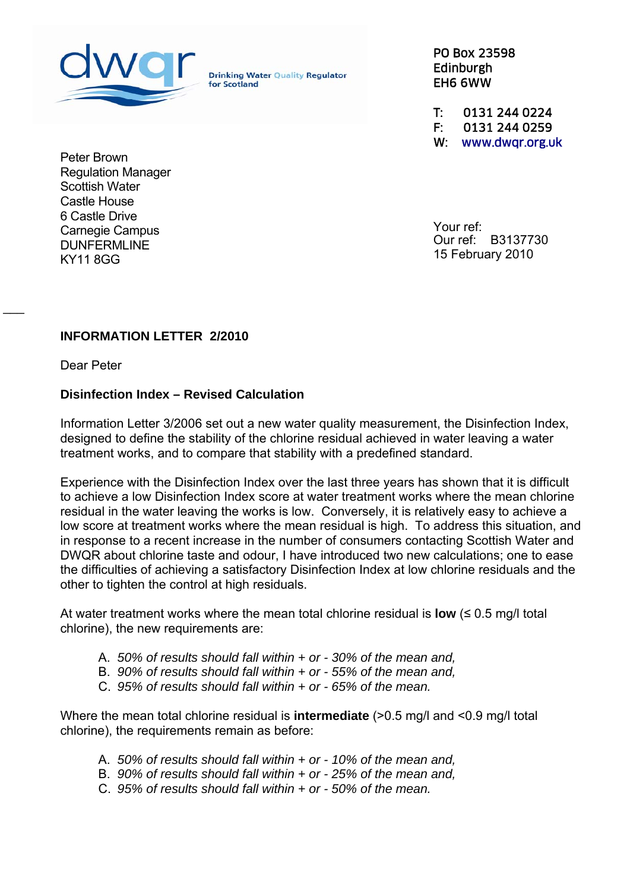dwqr

Drinking Water Quality Regulator for Scotland

PO Box 23598
Edinburgh
EH6 6WW

T: 0131 244 0224
F: 0131 244 0259
W: www.dwqr.org.uk

Peter Brown
Regulation Manager
Scottish Water
Castle House
6 Castle Drive
Carnegie Campus
DUNFERMLINE
KY11 8GG

Your ref:
Our ref: B3137730
15 February 2010

**INFORMATION LETTER 2/2010**

Dear Peter

**Disinfection Index – Revised Calculation**

Information Letter 3/2006 set out a new water quality measurement, the Disinfection Index, designed to define the stability of the chlorine residual achieved in water leaving a water treatment works, and to compare that stability with a predefined standard.

Experience with the Disinfection Index over the last three years has shown that it is difficult to achieve a low Disinfection Index score at water treatment works where the mean chlorine residual in the water leaving the works is low. Conversely, it is relatively easy to achieve a low score at treatment works where the mean residual is high. To address this situation, and in response to a recent increase in the number of consumers contacting Scottish Water and DWQR about chlorine taste and odour, I have introduced two new calculations; one to ease the difficulties of achieving a satisfactory Disinfection Index at low chlorine residuals and the other to tighten the control at high residuals.

At water treatment works where the mean total chlorine residual is **low** (≤ 0.5 mg/l total chlorine), the new requirements are:

A. *50% of results should fall within + or - 30% of the mean and,*
B. *90% of results should fall within + or - 55% of the mean and,*
C. *95% of results should fall within + or - 65% of the mean.*

Where the mean total chlorine residual is **intermediate** (>0.5 mg/l and <0.9 mg/l total chlorine), the requirements remain as before:

A. *50% of results should fall within + or - 10% of the mean and,*
B. *90% of results should fall within + or - 25% of the mean and,*
C. *95% of results should fall within + or - 50% of the mean.*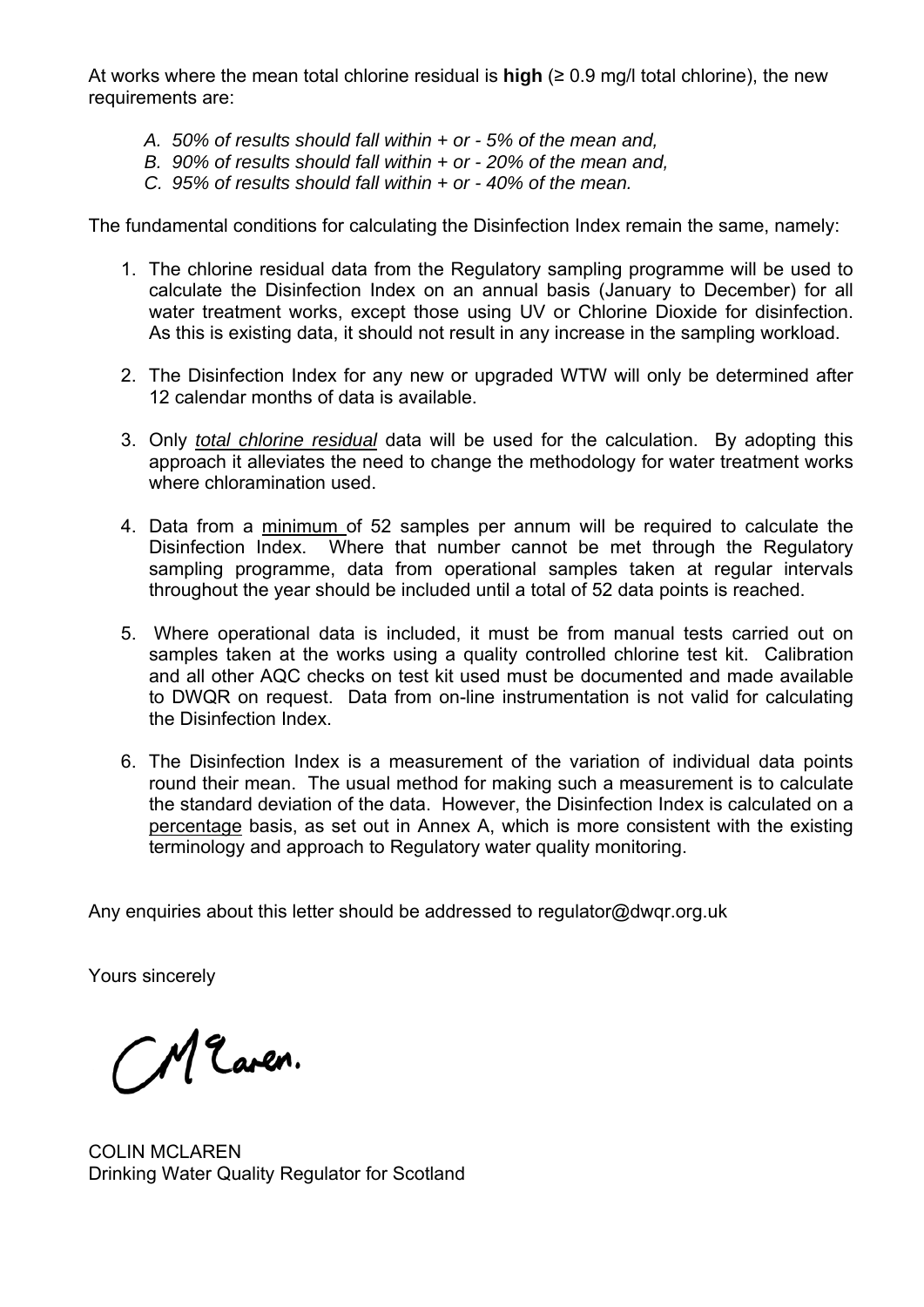At works where the mean total chlorine residual is **high** (≥ 0.9 mg/l total chlorine), the new requirements are:

*A. 50% of results should fall within + or - 5% of the mean and,*
*B. 90% of results should fall within + or - 20% of the mean and,*
*C. 95% of results should fall within + or - 40% of the mean.*

The fundamental conditions for calculating the Disinfection Index remain the same, namely:

1. The chlorine residual data from the Regulatory sampling programme will be used to calculate the Disinfection Index on an annual basis (January to December) for all water treatment works, except those using UV or Chlorine Dioxide for disinfection. As this is existing data, it should not result in any increase in the sampling workload.

2. The Disinfection Index for any new or upgraded WTW will only be determined after 12 calendar months of data is available.

3. Only <u>*total chlorine residual*</u> data will be used for the calculation. By adopting this approach it alleviates the need to change the methodology for water treatment works where chloramination used.

4. Data from a <u>minimum</u> of 52 samples per annum will be required to calculate the Disinfection Index. Where that number cannot be met through the Regulatory sampling programme, data from operational samples taken at regular intervals throughout the year should be included until a total of 52 data points is reached.

5. Where operational data is included, it must be from manual tests carried out on samples taken at the works using a quality controlled chlorine test kit. Calibration and all other AQC checks on test kit used must be documented and made available to DWQR on request. Data from on-line instrumentation is not valid for calculating the Disinfection Index.

6. The Disinfection Index is a measurement of the variation of individual data points round their mean. The usual method for making such a measurement is to calculate the standard deviation of the data. However, the Disinfection Index is calculated on a <u>percentage</u> basis, as set out in Annex A, which is more consistent with the existing terminology and approach to Regulatory water quality monitoring.

Any enquiries about this letter should be addressed to regulator@dwqr.org.uk

Yours sincerely

CM Laren.

COLIN MCLAREN
Drinking Water Quality Regulator for Scotland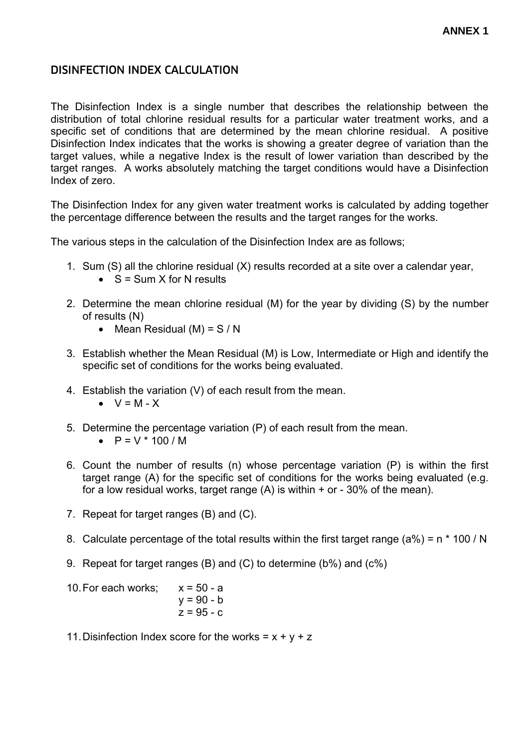**ANNEX 1**

## DISINFECTION INDEX CALCULATION

The Disinfection Index is a single number that describes the relationship between the distribution of total chlorine residual results for a particular water treatment works, and a specific set of conditions that are determined by the mean chlorine residual. A positive Disinfection Index indicates that the works is showing a greater degree of variation than the target values, while a negative Index is the result of lower variation than described by the target ranges. A works absolutely matching the target conditions would have a Disinfection Index of zero.

The Disinfection Index for any given water treatment works is calculated by adding together the percentage difference between the results and the target ranges for the works.

The various steps in the calculation of the Disinfection Index are as follows;

1. Sum (S) all the chlorine residual (X) results recorded at a site over a calendar year,
   - S = Sum X for N results
2. Determine the mean chlorine residual (M) for the year by dividing (S) by the number of results (N)
   - Mean Residual (M) = S / N
3. Establish whether the Mean Residual (M) is Low, Intermediate or High and identify the specific set of conditions for the works being evaluated.
4. Establish the variation (V) of each result from the mean.
   - V = M - X
5. Determine the percentage variation (P) of each result from the mean.
   - P = V * 100 / M
6. Count the number of results (n) whose percentage variation (P) is within the first target range (A) for the specific set of conditions for the works being evaluated (e.g. for a low residual works, target range (A) is within + or - 30% of the mean).
7. Repeat for target ranges (B) and (C).
8. Calculate percentage of the total results within the first target range (a%) = n * 100 / N
9. Repeat for target ranges (B) and (C) to determine (b%) and (c%)
10. For each works; x = 50 - a
    y = 90 - b
    z = 95 - c
11. Disinfection Index score for the works = x + y + z